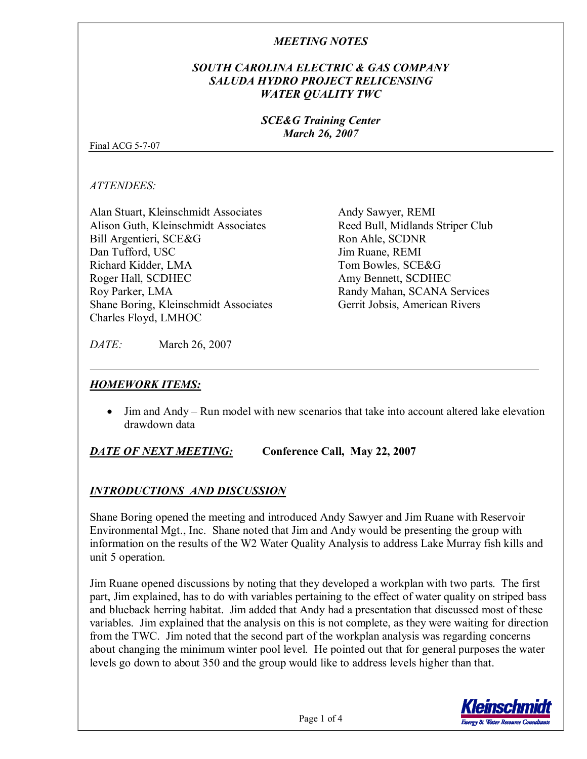*MEETING NOTES*

*SOUTH CAROLINA ELECTRIC & GAS COMPANY*
*SALUDA HYDRO PROJECT RELICENSING*
*WATER QUALITY TWC*

*SCE&G Training Center*
*March 26, 2007*

Final ACG 5-7-07

*ATTENDEES:*

Alan Stuart, Kleinschmidt Associates
Alison Guth, Kleinschmidt Associates
Bill Argentieri, SCE&G
Dan Tufford, USC
Richard Kidder, LMA
Roger Hall, SCDHEC
Roy Parker, LMA
Shane Boring, Kleinschmidt Associates
Charles Floyd, LMHOC
Andy Sawyer, REMI
Reed Bull, Midlands Striper Club
Ron Ahle, SCDNR
Jim Ruane, REMI
Tom Bowles, SCE&G
Amy Bennett, SCDHEC
Randy Mahan, SCANA Services
Gerrit Jobsis, American Rivers

*DATE:* March 26, 2007

## HOMEWORK ITEMS:

- Jim and Andy – Run model with new scenarios that take into account altered lake elevation drawdown data

***DATE OF NEXT MEETING:*** **Conference Call, May 22, 2007**

## INTRODUCTIONS AND DISCUSSION

Shane Boring opened the meeting and introduced Andy Sawyer and Jim Ruane with Reservoir Environmental Mgt., Inc. Shane noted that Jim and Andy would be presenting the group with information on the results of the W2 Water Quality Analysis to address Lake Murray fish kills and unit 5 operation.

Jim Ruane opened discussions by noting that they developed a workplan with two parts. The first part, Jim explained, has to do with variables pertaining to the effect of water quality on striped bass and blueback herring habitat. Jim added that Andy had a presentation that discussed most of these variables. Jim explained that the analysis on this is not complete, as they were waiting for direction from the TWC. Jim noted that the second part of the workplan analysis was regarding concerns about changing the minimum winter pool level. He pointed out that for general purposes the water levels go down to about 350 and the group would like to address levels higher than that.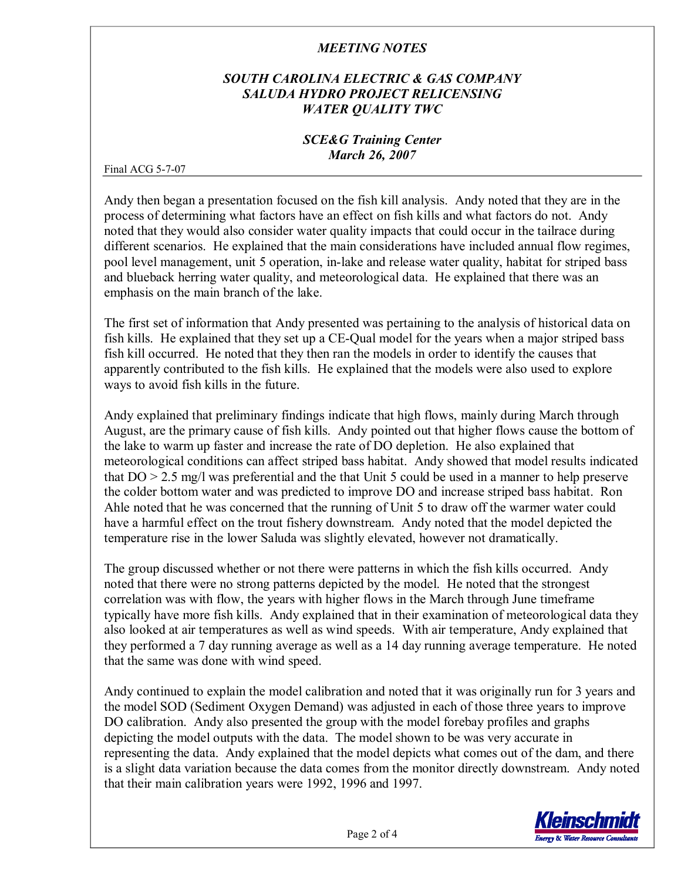Andy then began a presentation focused on the fish kill analysis. Andy noted that they are in the process of determining what factors have an effect on fish kills and what factors do not. Andy noted that they would also consider water quality impacts that could occur in the tailrace during different scenarios. He explained that the main considerations have included annual flow regimes, pool level management, unit 5 operation, in-lake and release water quality, habitat for striped bass and blueback herring water quality, and meteorological data. He explained that there was an emphasis on the main branch of the lake.

The first set of information that Andy presented was pertaining to the analysis of historical data on fish kills. He explained that they set up a CE-Qual model for the years when a major striped bass fish kill occurred. He noted that they then ran the models in order to identify the causes that apparently contributed to the fish kills. He explained that the models were also used to explore ways to avoid fish kills in the future.

Andy explained that preliminary findings indicate that high flows, mainly during March through August, are the primary cause of fish kills. Andy pointed out that higher flows cause the bottom of the lake to warm up faster and increase the rate of DO depletion. He also explained that meteorological conditions can affect striped bass habitat. Andy showed that model results indicated that DO > 2.5 mg/l was preferential and the that Unit 5 could be used in a manner to help preserve the colder bottom water and was predicted to improve DO and increase striped bass habitat. Ron Ahle noted that he was concerned that the running of Unit 5 to draw off the warmer water could have a harmful effect on the trout fishery downstream. Andy noted that the model depicted the temperature rise in the lower Saluda was slightly elevated, however not dramatically.

The group discussed whether or not there were patterns in which the fish kills occurred. Andy noted that there were no strong patterns depicted by the model. He noted that the strongest correlation was with flow, the years with higher flows in the March through June timeframe typically have more fish kills. Andy explained that in their examination of meteorological data they also looked at air temperatures as well as wind speeds. With air temperature, Andy explained that they performed a 7 day running average as well as a 14 day running average temperature. He noted that the same was done with wind speed.

Andy continued to explain the model calibration and noted that it was originally run for 3 years and the model SOD (Sediment Oxygen Demand) was adjusted in each of those three years to improve DO calibration. Andy also presented the group with the model forebay profiles and graphs depicting the model outputs with the data. The model shown to be was very accurate in representing the data. Andy explained that the model depicts what comes out of the dam, and there is a slight data variation because the data comes from the monitor directly downstream. Andy noted that their main calibration years were 1992, 1996 and 1997.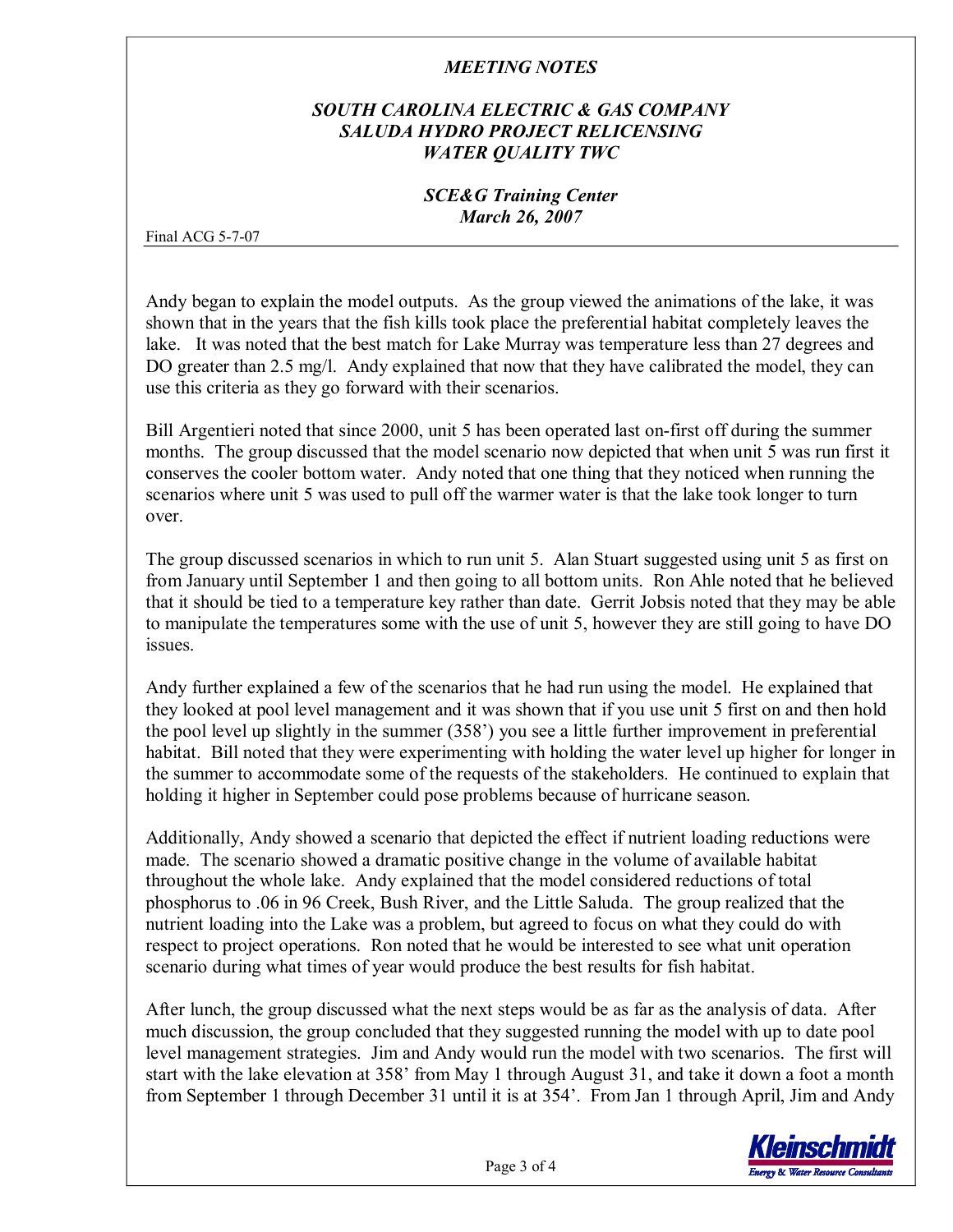Andy began to explain the model outputs. As the group viewed the animations of the lake, it was shown that in the years that the fish kills took place the preferential habitat completely leaves the lake. It was noted that the best match for Lake Murray was temperature less than 27 degrees and DO greater than 2.5 mg/l. Andy explained that now that they have calibrated the model, they can use this criteria as they go forward with their scenarios.

Bill Argentieri noted that since 2000, unit 5 has been operated last on-first off during the summer months. The group discussed that the model scenario now depicted that when unit 5 was run first it conserves the cooler bottom water. Andy noted that one thing that they noticed when running the scenarios where unit 5 was used to pull off the warmer water is that the lake took longer to turn over.

The group discussed scenarios in which to run unit 5. Alan Stuart suggested using unit 5 as first on from January until September 1 and then going to all bottom units. Ron Ahle noted that he believed that it should be tied to a temperature key rather than date. Gerrit Jobsis noted that they may be able to manipulate the temperatures some with the use of unit 5, however they are still going to have DO issues.

Andy further explained a few of the scenarios that he had run using the model. He explained that they looked at pool level management and it was shown that if you use unit 5 first on and then hold the pool level up slightly in the summer (358') you see a little further improvement in preferential habitat. Bill noted that they were experimenting with holding the water level up higher for longer in the summer to accommodate some of the requests of the stakeholders. He continued to explain that holding it higher in September could pose problems because of hurricane season.

Additionally, Andy showed a scenario that depicted the effect if nutrient loading reductions were made. The scenario showed a dramatic positive change in the volume of available habitat throughout the whole lake. Andy explained that the model considered reductions of total phosphorus to .06 in 96 Creek, Bush River, and the Little Saluda. The group realized that the nutrient loading into the Lake was a problem, but agreed to focus on what they could do with respect to project operations. Ron noted that he would be interested to see what unit operation scenario during what times of year would produce the best results for fish habitat.

After lunch, the group discussed what the next steps would be as far as the analysis of data. After much discussion, the group concluded that they suggested running the model with up to date pool level management strategies. Jim and Andy would run the model with two scenarios. The first will start with the lake elevation at 358' from May 1 through August 31, and take it down a foot a month from September 1 through December 31 until it is at 354'. From Jan 1 through April, Jim and Andy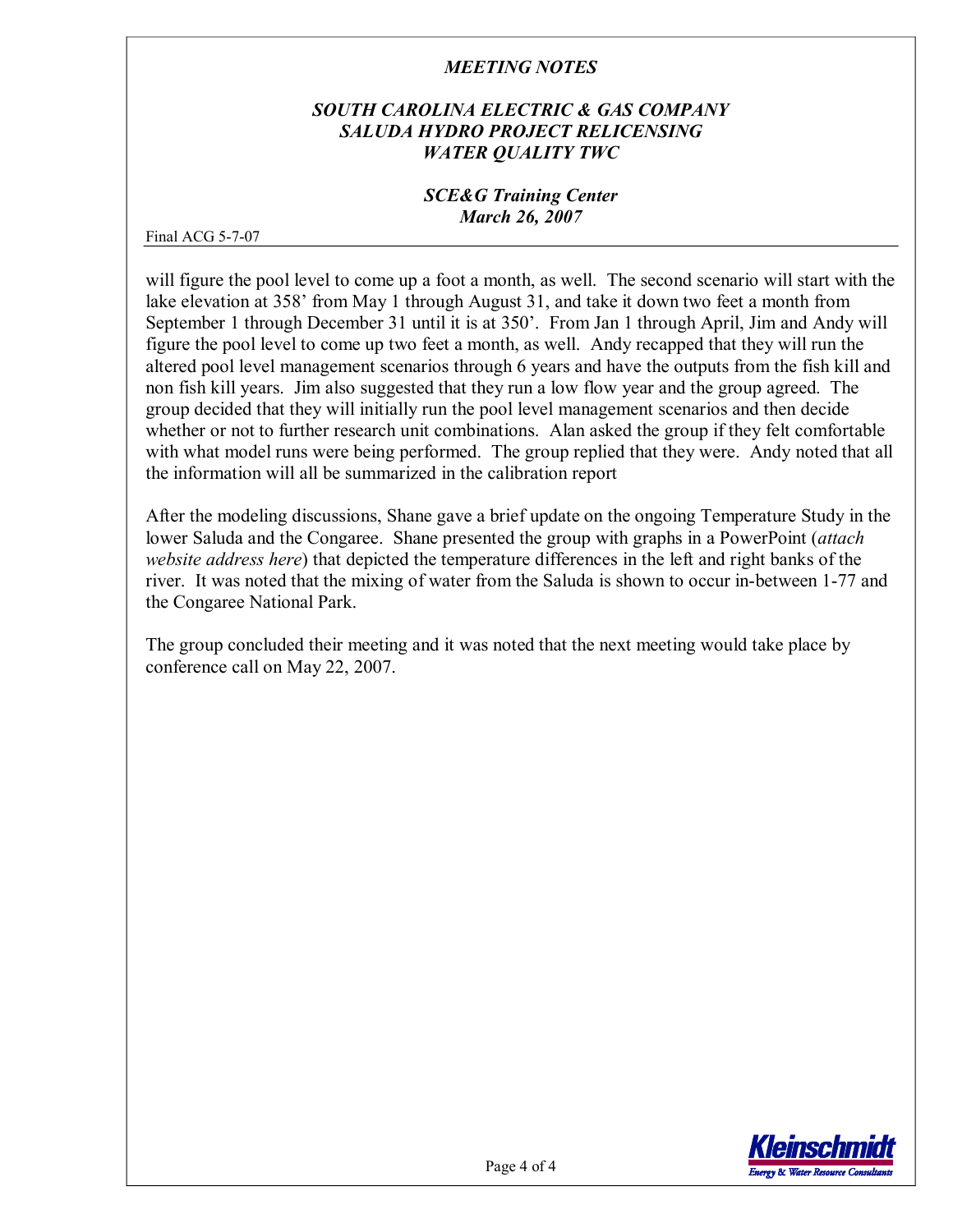will figure the pool level to come up a foot a month, as well. The second scenario will start with the lake elevation at 358' from May 1 through August 31, and take it down two feet a month from September 1 through December 31 until it is at 350'. From Jan 1 through April, Jim and Andy will figure the pool level to come up two feet a month, as well. Andy recapped that they will run the altered pool level management scenarios through 6 years and have the outputs from the fish kill and non fish kill years. Jim also suggested that they run a low flow year and the group agreed. The group decided that they will initially run the pool level management scenarios and then decide whether or not to further research unit combinations. Alan asked the group if they felt comfortable with what model runs were being performed. The group replied that they were. Andy noted that all the information will all be summarized in the calibration report

After the modeling discussions, Shane gave a brief update on the ongoing Temperature Study in the lower Saluda and the Congaree. Shane presented the group with graphs in a PowerPoint (*attach website address here*) that depicted the temperature differences in the left and right banks of the river. It was noted that the mixing of water from the Saluda is shown to occur in-between 1-77 and the Congaree National Park.

The group concluded their meeting and it was noted that the next meeting would take place by conference call on May 22, 2007.